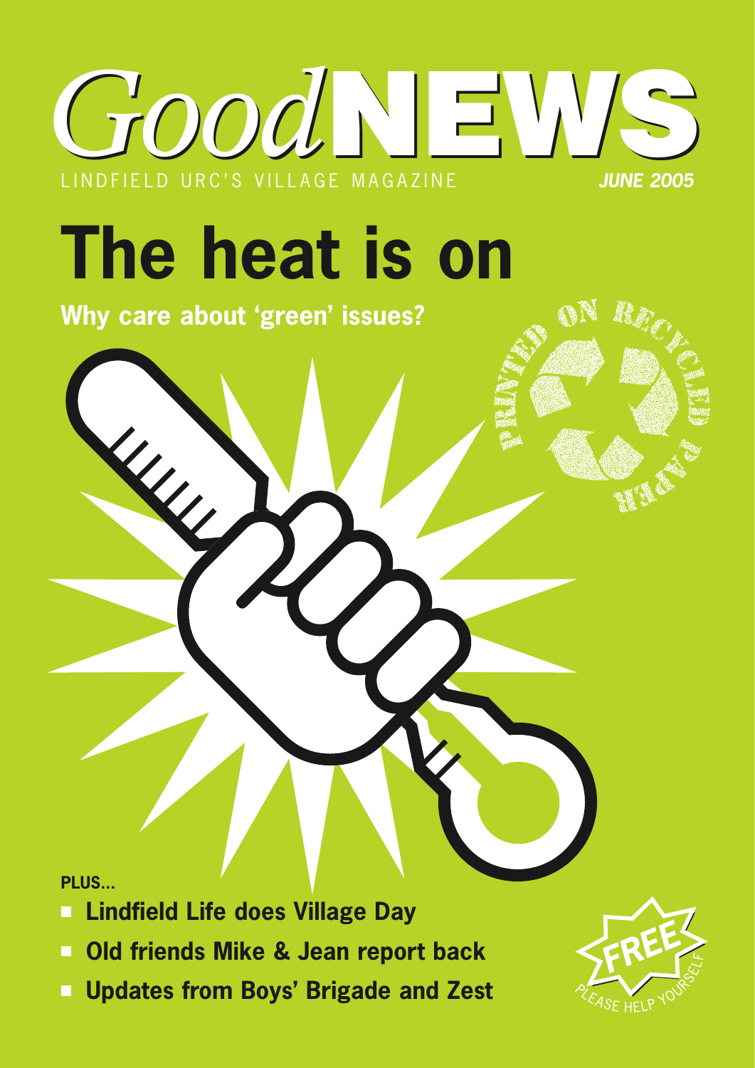# GoodNEWS

LINDFIELD URC'S VILLAGE MAGAZINE

***JUNE 2005***

# The heat is on

## Why care about 'green' issues?

PRINTED ON RECYCLED PAPER

**PLUS...**

- **Lindfield Life does Village Day**
- **Old friends Mike & Jean report back**
- **Updates from Boys' Brigade and Zest**

FREE

PLEASE HELP YOURSELF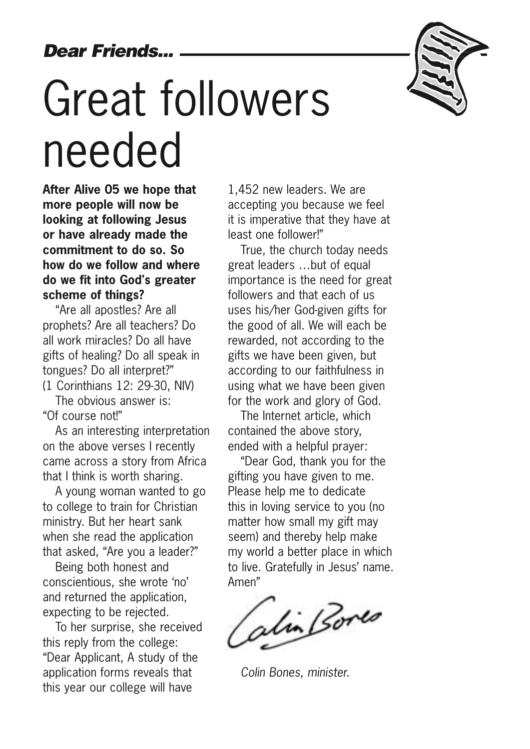*Dear Friends...*

# Great followers needed

**After Alive 05 we hope that more people will now be looking at following Jesus or have already made the commitment to do so. So how do we follow and where do we fit into God's greater scheme of things?**

"Are all apostles? Are all prophets? Are all teachers? Do all work miracles? Do all have gifts of healing? Do all speak in tongues? Do all interpret?" (1 Corinthians 12: 29-30, NIV)

The obvious answer is: "Of course not!"

As an interesting interpretation on the above verses I recently came across a story from Africa that I think is worth sharing.

A young woman wanted to go to college to train for Christian ministry. But her heart sank when she read the application that asked, "Are you a leader?"

Being both honest and conscientious, she wrote 'no' and returned the application, expecting to be rejected.

To her surprise, she received this reply from the college: "Dear Applicant, A study of the application forms reveals that this year our college will have 1,452 new leaders. We are accepting you because we feel it is imperative that they have at least one follower!"

True, the church today needs great leaders …but of equal importance is the need for great followers and that each of us uses his/her God-given gifts for the good of all. We will each be rewarded, not according to the gifts we have been given, but according to our faithfulness in using what we have been given for the work and glory of God.

The Internet article, which contained the above story, ended with a helpful prayer:

"Dear God, thank you for the gifting you have given to me. Please help me to dedicate this in loving service to you (no matter how small my gift may seem) and thereby help make my world a better place in which to live. Gratefully in Jesus' name. Amen"

*Colin Bones, minister.*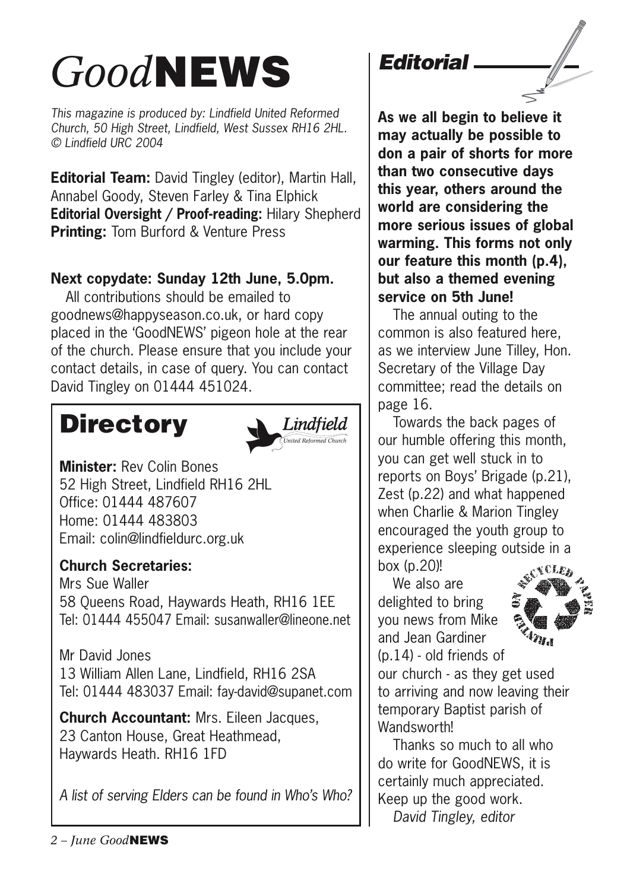# *Good*NEWS

*This magazine is produced by: Lindfield United Reformed Church, 50 High Street, Lindfield, West Sussex RH16 2HL. © Lindfield URC 2004*

**Editorial Team:** David Tingley (editor), Martin Hall, Annabel Goody, Steven Farley & Tina Elphick
**Editorial Oversight / Proof-reading:** Hilary Shepherd
**Printing:** Tom Burford & Venture Press

**Next copydate: Sunday 12th June, 5.0pm.**

All contributions should be emailed to goodnews@happyseason.co.uk, or hard copy placed in the 'GoodNEWS' pigeon hole at the rear of the church. Please ensure that you include your contact details, in case of query. You can contact David Tingley on 01444 451024.

## Directory

**Minister:** Rev Colin Bones
52 High Street, Lindfield RH16 2HL
Office: 01444 487607
Home: 01444 483803
Email: colin@lindfieldurc.org.uk

**Church Secretaries:**

Mrs Sue Waller
58 Queens Road, Haywards Heath, RH16 1EE
Tel: 01444 455047 Email: susanwaller@lineone.net

Mr David Jones
13 William Allen Lane, Lindfield, RH16 2SA
Tel: 01444 483037 Email: fay-david@supanet.com

**Church Accountant:** Mrs. Eileen Jacques, 23 Canton House, Great Heathmead, Haywards Heath. RH16 1FD

*A list of serving Elders can be found in Who's Who?*

## Editorial

**As we all begin to believe it may actually be possible to don a pair of shorts for more than two consecutive days this year, others around the world are considering the more serious issues of global warming. This forms not only our feature this month (p.4), but also a themed evening service on 5th June!**

The annual outing to the common is also featured here, as we interview June Tilley, Hon. Secretary of the Village Day committee; read the details on page 16.

Towards the back pages of our humble offering this month, you can get well stuck in to reports on Boys' Brigade (p.21), Zest (p.22) and what happened when Charlie & Marion Tingley encouraged the youth group to experience sleeping outside in a box (p.20)!

We also are delighted to bring you news from Mike and Jean Gardiner (p.14) - old friends of our church - as they get used to arriving and now leaving their temporary Baptist parish of Wandsworth!

Thanks so much to all who do write for GoodNEWS, it is certainly much appreciated. Keep up the good work.

*David Tingley, editor*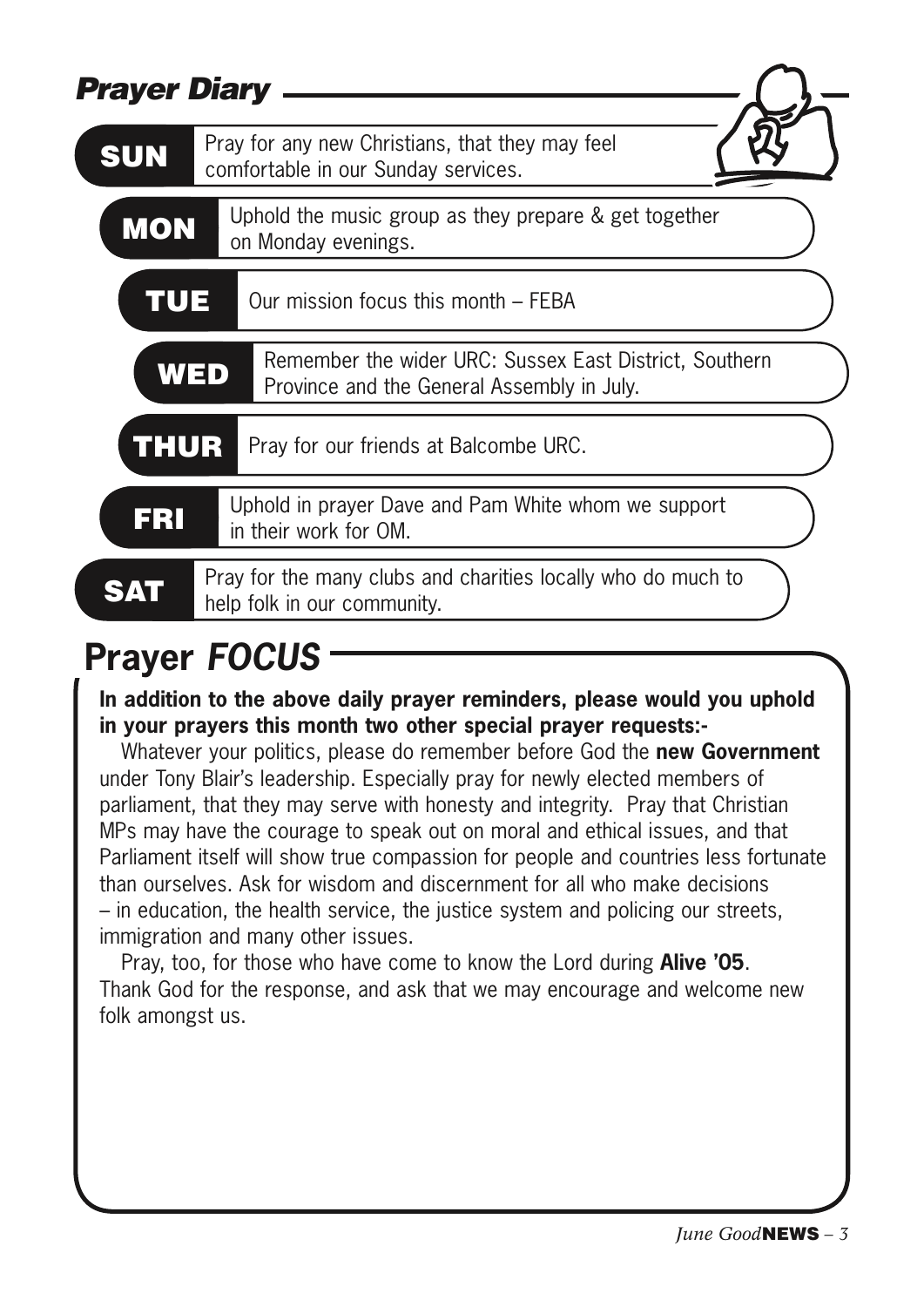## *Prayer Diary*

**SUN** Pray for any new Christians, that they may feel comfortable in our Sunday services.

**MON** Uphold the music group as they prepare & get together on Monday evenings.

**TUE** Our mission focus this month – FEBA

**WED** Remember the wider URC: Sussex East District, Southern Province and the General Assembly in July.

**THUR** Pray for our friends at Balcombe URC.

**FRI** Uphold in prayer Dave and Pam White whom we support in their work for OM.

**SAT** Pray for the many clubs and charities locally who do much to help folk in our community.

## Prayer *FOCUS*

**In addition to the above daily prayer reminders, please would you uphold in your prayers this month two other special prayer requests:-**

Whatever your politics, please do remember before God the **new Government** under Tony Blair's leadership. Especially pray for newly elected members of parliament, that they may serve with honesty and integrity. Pray that Christian MPs may have the courage to speak out on moral and ethical issues, and that Parliament itself will show true compassion for people and countries less fortunate than ourselves. Ask for wisdom and discernment for all who make decisions – in education, the health service, the justice system and policing our streets, immigration and many other issues.

Pray, too, for those who have come to know the Lord during **Alive '05**. Thank God for the response, and ask that we may encourage and welcome new folk amongst us.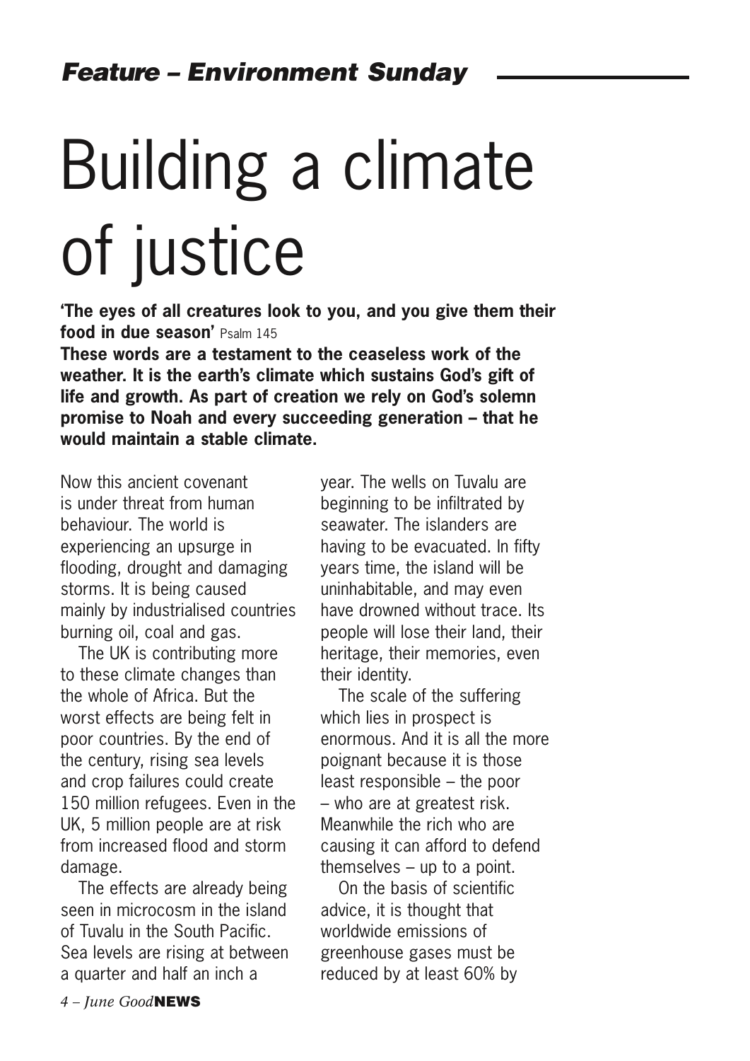***Feature – Environment Sunday***

# Building a climate of justice

**'The eyes of all creatures look to you, and you give them their food in due season'** Psalm 145

**These words are a testament to the ceaseless work of the weather. It is the earth's climate which sustains God's gift of life and growth. As part of creation we rely on God's solemn promise to Noah and every succeeding generation – that he would maintain a stable climate.**

Now this ancient covenant is under threat from human behaviour. The world is experiencing an upsurge in flooding, drought and damaging storms. It is being caused mainly by industrialised countries burning oil, coal and gas.

The UK is contributing more to these climate changes than the whole of Africa. But the worst effects are being felt in poor countries. By the end of the century, rising sea levels and crop failures could create 150 million refugees. Even in the UK, 5 million people are at risk from increased flood and storm damage.

The effects are already being seen in microcosm in the island of Tuvalu in the South Pacific. Sea levels are rising at between a quarter and half an inch a year. The wells on Tuvalu are beginning to be infiltrated by seawater. The islanders are having to be evacuated. In fifty years time, the island will be uninhabitable, and may even have drowned without trace. Its people will lose their land, their heritage, their memories, even their identity.

The scale of the suffering which lies in prospect is enormous. And it is all the more poignant because it is those least responsible – the poor – who are at greatest risk. Meanwhile the rich who are causing it can afford to defend themselves – up to a point.

On the basis of scientific advice, it is thought that worldwide emissions of greenhouse gases must be reduced by at least 60% by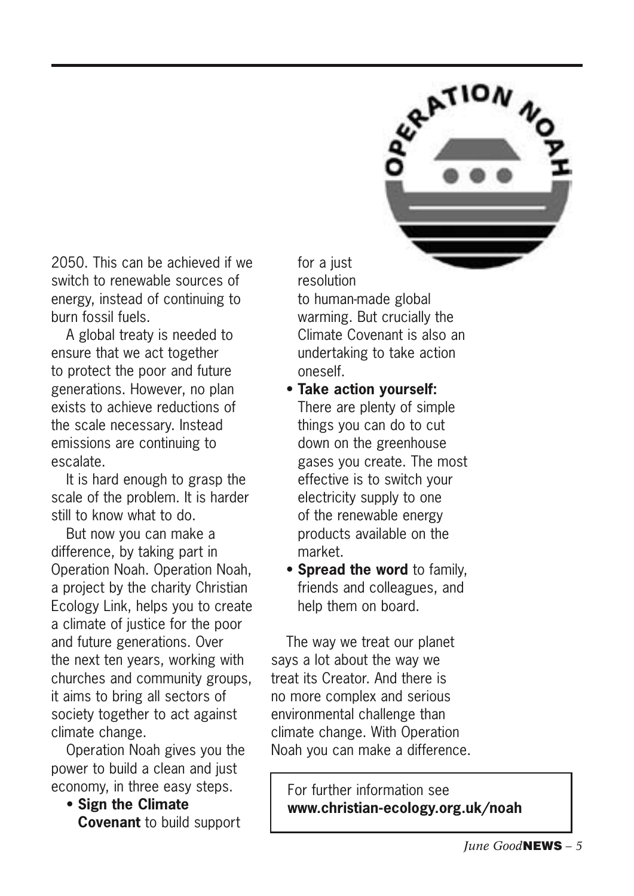2050. This can be achieved if we switch to renewable sources of energy, instead of continuing to burn fossil fuels.

A global treaty is needed to ensure that we act together to protect the poor and future generations. However, no plan exists to achieve reductions of the scale necessary. Instead emissions are continuing to escalate.

It is hard enough to grasp the scale of the problem. It is harder still to know what to do.

But now you can make a difference, by taking part in Operation Noah. Operation Noah, a project by the charity Christian Ecology Link, helps you to create a climate of justice for the poor and future generations. Over the next ten years, working with churches and community groups, it aims to bring all sectors of society together to act against climate change.

Operation Noah gives you the power to build a clean and just economy, in three easy steps.

- **Sign the Climate Covenant** to build support for a just resolution to human-made global warming. But crucially the Climate Covenant is also an undertaking to take action oneself.
- **Take action yourself:** There are plenty of simple things you can do to cut down on the greenhouse gases you create. The most effective is to switch your electricity supply to one of the renewable energy products available on the market.
- **Spread the word** to family, friends and colleagues, and help them on board.

The way we treat our planet says a lot about the way we treat its Creator. And there is no more complex and serious environmental challenge than climate change. With Operation Noah you can make a difference.

For further information see **www.christian-ecology.org.uk/noah**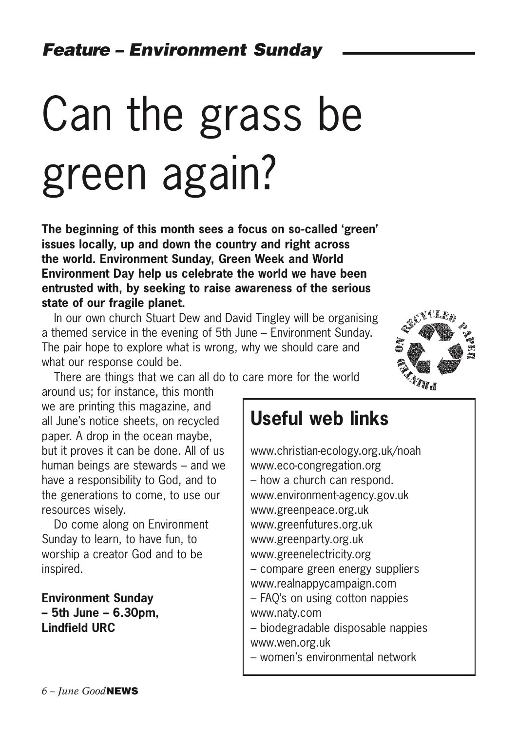*Feature – Environment Sunday*

# Can the grass be green again?

**The beginning of this month sees a focus on so-called 'green' issues locally, up and down the country and right across the world. Environment Sunday, Green Week and World Environment Day help us celebrate the world we have been entrusted with, by seeking to raise awareness of the serious state of our fragile planet.**

In our own church Stuart Dew and David Tingley will be organising a themed service in the evening of 5th June – Environment Sunday. The pair hope to explore what is wrong, why we should care and what our response could be.

There are things that we can all do to care more for the world around us; for instance, this month we are printing this magazine, and all June's notice sheets, on recycled paper. A drop in the ocean maybe, but it proves it can be done. All of us human beings are stewards – and we have a responsibility to God, and to the generations to come, to use our resources wisely.

Do come along on Environment Sunday to learn, to have fun, to worship a creator God and to be inspired.

**Environment Sunday – 5th June – 6.30pm, Lindfield URC**

## Useful web links

www.christian-ecology.org.uk/noah
www.eco-congregation.org
– how a church can respond.
www.environment-agency.gov.uk
www.greenpeace.org.uk
www.greenfutures.org.uk
www.greenparty.org.uk
www.greenelectricity.org
– compare green energy suppliers
www.realnappycampaign.com
– FAQ's on using cotton nappies
www.naty.com
– biodegradable disposable nappies
www.wen.org.uk
– women's environmental network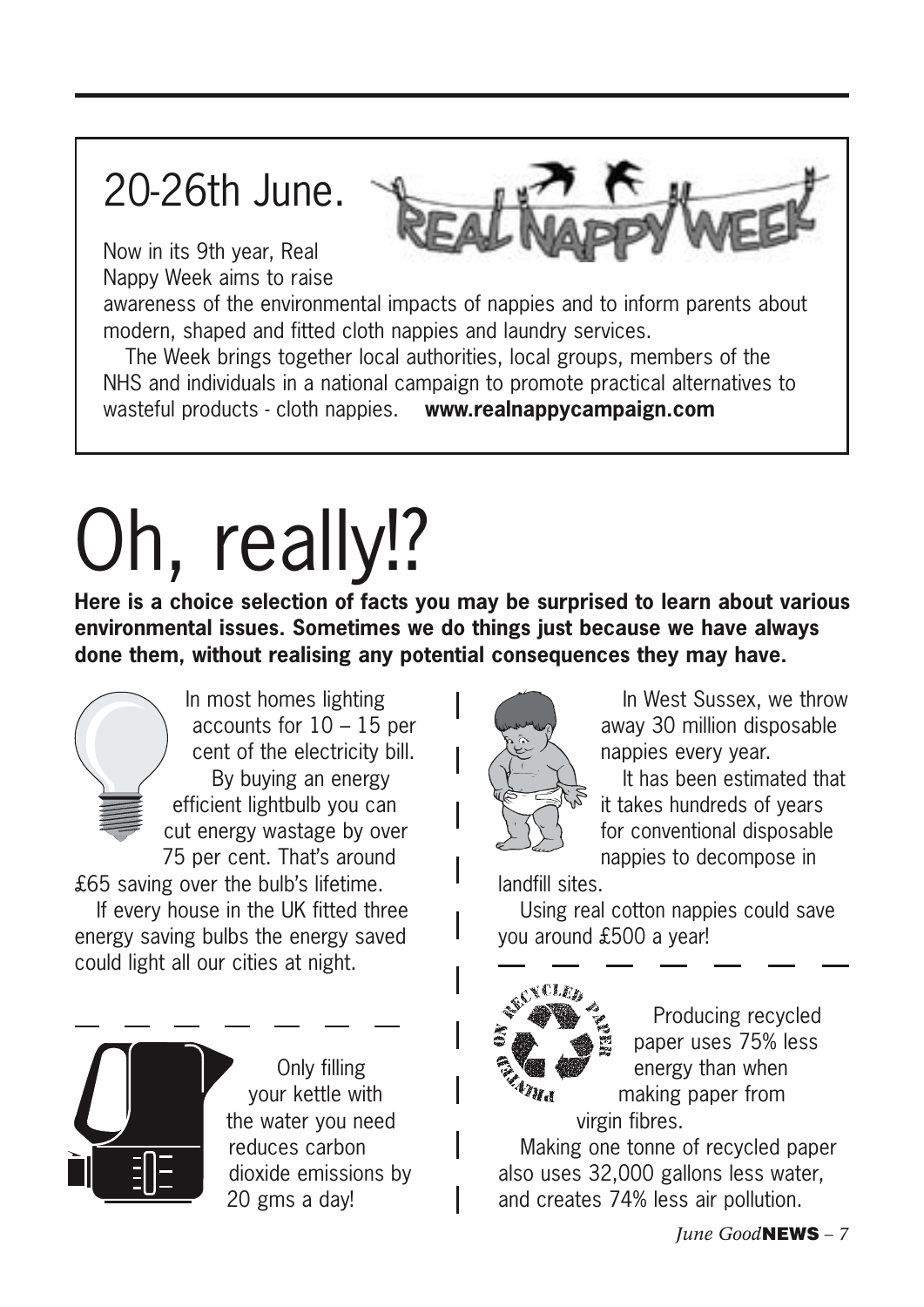## 20-26th June.

Now in its 9th year, Real Nappy Week aims to raise awareness of the environmental impacts of nappies and to inform parents about modern, shaped and fitted cloth nappies and laundry services.

The Week brings together local authorities, local groups, members of the NHS and individuals in a national campaign to promote practical alternatives to wasteful products - cloth nappies. **www.realnappycampaign.com**

# Oh, really!?

**Here is a choice selection of facts you may be surprised to learn about various environmental issues. Sometimes we do things just because we have always done them, without realising any potential consequences they may have.**

In most homes lighting accounts for 10 – 15 per cent of the electricity bill. By buying an energy efficient lightbulb you can cut energy wastage by over 75 per cent. That's around £65 saving over the bulb's lifetime.

If every house in the UK fitted three energy saving bulbs the energy saved could light all our cities at night.

---

Only filling your kettle with the water you need reduces carbon dioxide emissions by 20 gms a day!

---

In West Sussex, we throw away 30 million disposable nappies every year.

It has been estimated that it takes hundreds of years for conventional disposable nappies to decompose in landfill sites.

Using real cotton nappies could save you around £500 a year!

---

Producing recycled paper uses 75% less energy than when making paper from virgin fibres.

Making one tonne of recycled paper also uses 32,000 gallons less water, and creates 74% less air pollution.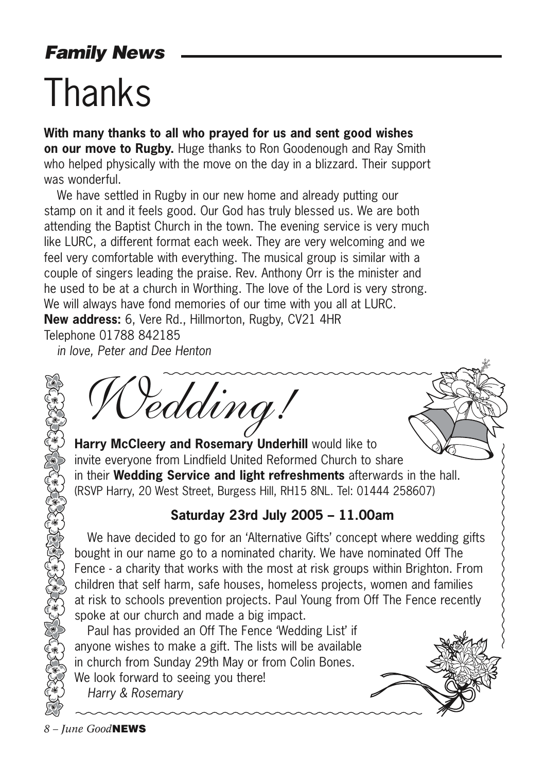## *Family News*

# Thanks

**With many thanks to all who prayed for us and sent good wishes on our move to Rugby.** Huge thanks to Ron Goodenough and Ray Smith who helped physically with the move on the day in a blizzard. Their support was wonderful.

We have settled in Rugby in our new home and already putting our stamp on it and it feels good. Our God has truly blessed us. We are both attending the Baptist Church in the town. The evening service is very much like LURC, a different format each week. They are very welcoming and we feel very comfortable with everything. The musical group is similar with a couple of singers leading the praise. Rev. Anthony Orr is the minister and he used to be at a church in Worthing. The love of the Lord is very strong. We will always have fond memories of our time with you all at LURC.

**New address:** 6, Vere Rd., Hillmorton, Rugby, CV21 4HR
Telephone 01788 842185

*in love, Peter and Dee Henton*

# *Wedding!*

**Harry McCleery and Rosemary Underhill** would like to invite everyone from Lindfield United Reformed Church to share in their **Wedding Service and light refreshments** afterwards in the hall. (RSVP Harry, 20 West Street, Burgess Hill, RH15 8NL. Tel: 01444 258607)

**Saturday 23rd July 2005 – 11.00am**

We have decided to go for an 'Alternative Gifts' concept where wedding gifts bought in our name go to a nominated charity. We have nominated Off The Fence - a charity that works with the most at risk groups within Brighton. From children that self harm, safe houses, homeless projects, women and families at risk to schools prevention projects. Paul Young from Off The Fence recently spoke at our church and made a big impact.

Paul has provided an Off The Fence 'Wedding List' if anyone wishes to make a gift. The lists will be available in church from Sunday 29th May or from Colin Bones. We look forward to seeing you there!

*Harry & Rosemary*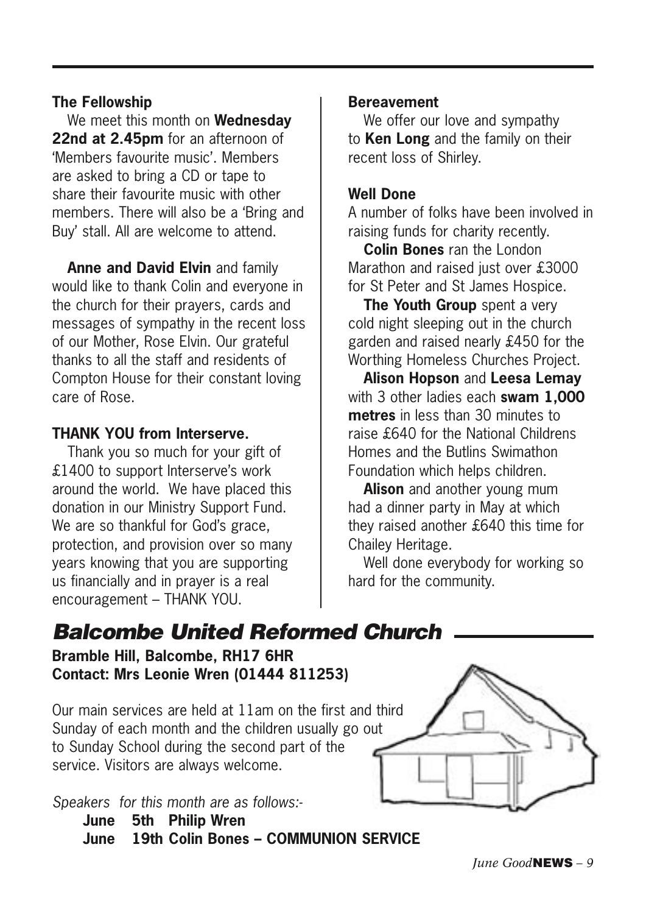### The Fellowship

We meet this month on **Wednesday 22nd at 2.45pm** for an afternoon of 'Members favourite music'. Members are asked to bring a CD or tape to share their favourite music with other members. There will also be a 'Bring and Buy' stall. All are welcome to attend.

**Anne and David Elvin** and family would like to thank Colin and everyone in the church for their prayers, cards and messages of sympathy in the recent loss of our Mother, Rose Elvin. Our grateful thanks to all the staff and residents of Compton House for their constant loving care of Rose.

### THANK YOU from Interserve.

Thank you so much for your gift of £1400 to support Interserve's work around the world. We have placed this donation in our Ministry Support Fund. We are so thankful for God's grace, protection, and provision over so many years knowing that you are supporting us financially and in prayer is a real encouragement – THANK YOU.

### Bereavement

We offer our love and sympathy to **Ken Long** and the family on their recent loss of Shirley.

### Well Done

A number of folks have been involved in raising funds for charity recently.

**Colin Bones** ran the London Marathon and raised just over £3000 for St Peter and St James Hospice.

**The Youth Group** spent a very cold night sleeping out in the church garden and raised nearly £450 for the Worthing Homeless Churches Project.

**Alison Hopson** and **Leesa Lemay** with 3 other ladies each **swam 1,000 metres** in less than 30 minutes to raise £640 for the National Childrens Homes and the Butlins Swimathon Foundation which helps children.

**Alison** and another young mum had a dinner party in May at which they raised another £640 this time for Chailey Heritage.

Well done everybody for working so hard for the community.

## *Balcombe United Reformed Church*

**Bramble Hill, Balcombe, RH17 6HR**
**Contact: Mrs Leonie Wren (01444 811253)**

Our main services are held at 11am on the first and third Sunday of each month and the children usually go out to Sunday School during the second part of the service. Visitors are always welcome.

*Speakers for this month are as follows:-*

**June 5th Philip Wren**
**June 19th Colin Bones – COMMUNION SERVICE**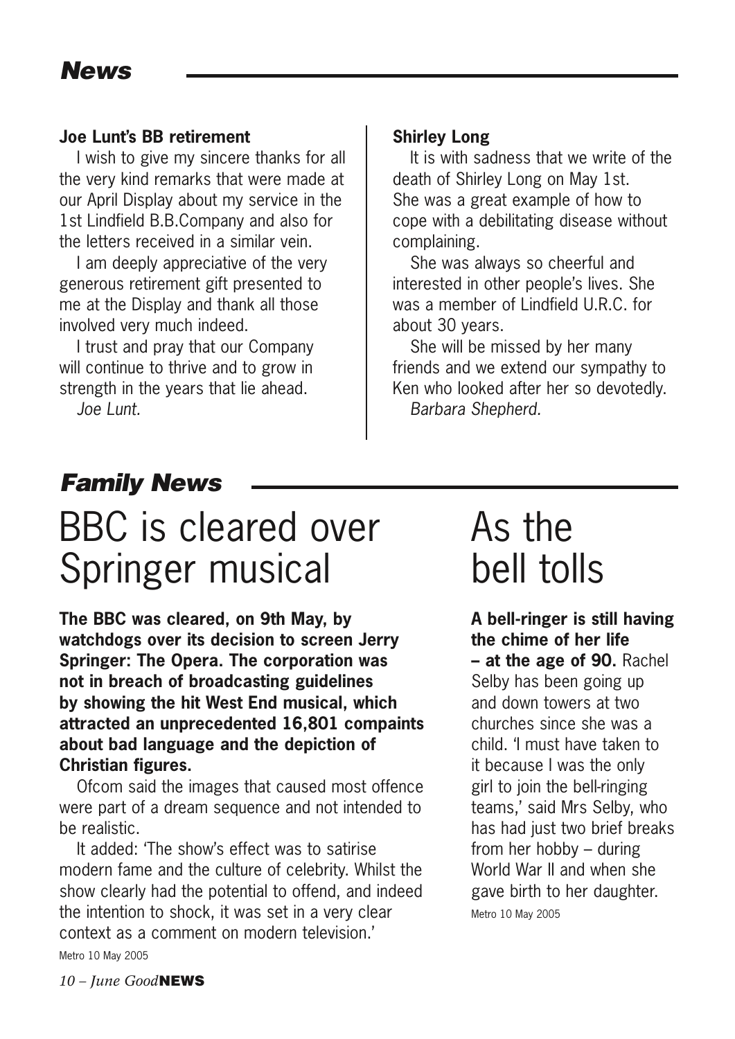## News

### Joe Lunt's BB retirement

I wish to give my sincere thanks for all the very kind remarks that were made at our April Display about my service in the 1st Lindfield B.B.Company and also for the letters received in a similar vein.

I am deeply appreciative of the very generous retirement gift presented to me at the Display and thank all those involved very much indeed.

I trust and pray that our Company will continue to thrive and to grow in strength in the years that lie ahead.

*Joe Lunt.*

### Shirley Long

It is with sadness that we write of the death of Shirley Long on May 1st. She was a great example of how to cope with a debilitating disease without complaining.

She was always so cheerful and interested in other people's lives. She was a member of Lindfield U.R.C. for about 30 years.

She will be missed by her many friends and we extend our sympathy to Ken who looked after her so devotedly.

*Barbara Shepherd.*

## Family News

# BBC is cleared over Springer musical

**The BBC was cleared, on 9th May, by watchdogs over its decision to screen Jerry Springer: The Opera. The corporation was not in breach of broadcasting guidelines by showing the hit West End musical, which attracted an unprecedented 16,801 compaints about bad language and the depiction of Christian figures.**

Ofcom said the images that caused most offence were part of a dream sequence and not intended to be realistic.

It added: 'The show's effect was to satirise modern fame and the culture of celebrity. Whilst the show clearly had the potential to offend, and indeed the intention to shock, it was set in a very clear context as a comment on modern television.'

Metro 10 May 2005

# As the bell tolls

**A bell-ringer is still having the chime of her life – at the age of 90.** Rachel Selby has been going up and down towers at two churches since she was a child. 'I must have taken to it because I was the only girl to join the bell-ringing teams,' said Mrs Selby, who has had just two brief breaks from her hobby – during World War II and when she gave birth to her daughter.

Metro 10 May 2005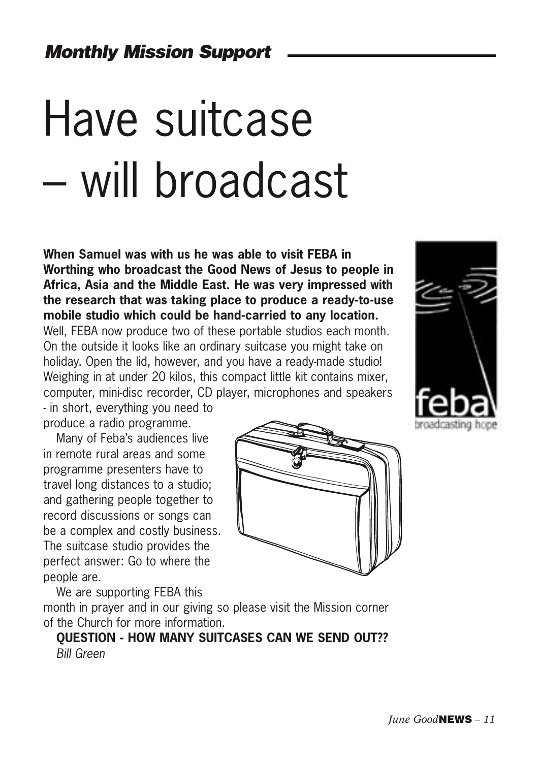*Monthly Mission Support*

# Have suitcase – will broadcast

**When Samuel was with us he was able to visit FEBA in Worthing who broadcast the Good News of Jesus to people in Africa, Asia and the Middle East. He was very impressed with the research that was taking place to produce a ready-to-use mobile studio which could be hand-carried to any location.** Well, FEBA now produce two of these portable studios each month. On the outside it looks like an ordinary suitcase you might take on holiday. Open the lid, however, and you have a ready-made studio! Weighing in at under 20 kilos, this compact little kit contains mixer, computer, mini-disc recorder, CD player, microphones and speakers - in short, everything you need to produce a radio programme.

Many of Feba's audiences live in remote rural areas and some programme presenters have to travel long distances to a studio; and gathering people together to record discussions or songs can be a complex and costly business. The suitcase studio provides the perfect answer: Go to where the people are.

We are supporting FEBA this month in prayer and in our giving so please visit the Mission corner of the Church for more information.

**QUESTION - HOW MANY SUITCASES CAN WE SEND OUT??**

*Bill Green*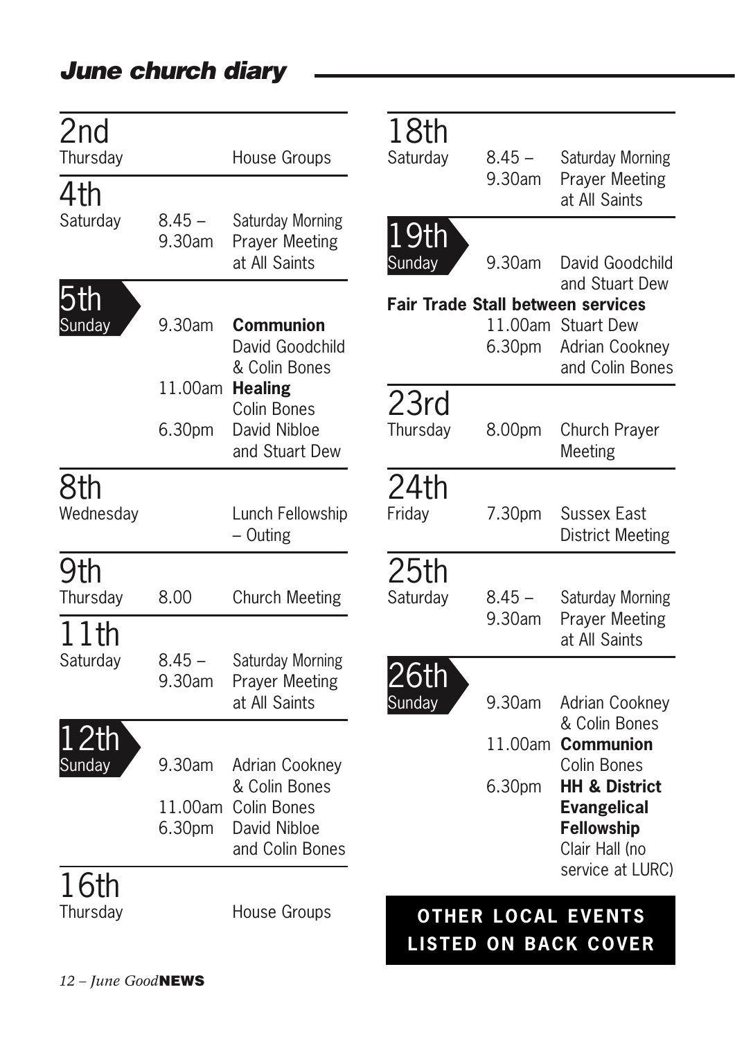## June church diary

**2nd**
Thursday — House Groups

**4th**
Saturday — 8.45 – 9.30am — Saturday Morning Prayer Meeting at All Saints

**5th**
Sunday
- 9.30am — **Communion** David Goodchild & Colin Bones
- 11.00am — **Healing** Colin Bones
- 6.30pm — David Nibloe and Stuart Dew

**8th**
Wednesday — Lunch Fellowship – Outing

**9th**
Thursday — 8.00 — Church Meeting

**11th**
Saturday — 8.45 – 9.30am — Saturday Morning Prayer Meeting at All Saints

**12th**
Sunday
- 9.30am — Adrian Cookney & Colin Bones
- 11.00am — Colin Bones
- 6.30pm — David Nibloe and Colin Bones

**16th**
Thursday — House Groups

**18th**
Saturday — 8.45 – 9.30am — Saturday Morning Prayer Meeting at All Saints

**19th**
Sunday
- 9.30am — David Goodchild and Stuart Dew

**Fair Trade Stall between services**
- 11.00am — Stuart Dew
- 6.30pm — Adrian Cookney and Colin Bones

**23rd**
Thursday — 8.00pm — Church Prayer Meeting

**24th**
Friday — 7.30pm — Sussex East District Meeting

**25th**
Saturday — 8.45 – 9.30am — Saturday Morning Prayer Meeting at All Saints

**26th**
Sunday
- 9.30am — Adrian Cookney & Colin Bones
- 11.00am — **Communion** Colin Bones
- 6.30pm — **HH & District Evangelical Fellowship** Clair Hall (no service at LURC)

**OTHER LOCAL EVENTS LISTED ON BACK COVER**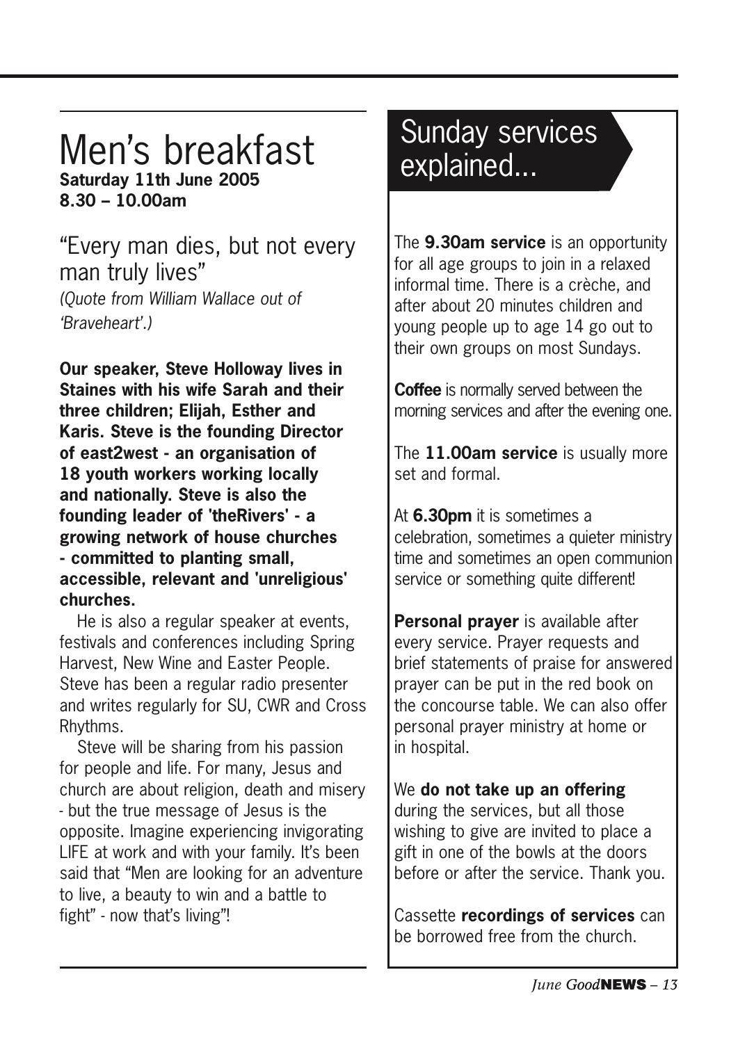# Men's breakfast

**Saturday 11th June 2005**
**8.30 – 10.00am**

## "Every man dies, but not every man truly lives"

*(Quote from William Wallace out of 'Braveheart'.)*

**Our speaker, Steve Holloway lives in Staines with his wife Sarah and their three children; Elijah, Esther and Karis. Steve is the founding Director of east2west - an organisation of 18 youth workers working locally and nationally. Steve is also the founding leader of 'theRivers' - a growing network of house churches - committed to planting small, accessible, relevant and 'unreligious' churches.**

He is also a regular speaker at events, festivals and conferences including Spring Harvest, New Wine and Easter People. Steve has been a regular radio presenter and writes regularly for SU, CWR and Cross Rhythms.

Steve will be sharing from his passion for people and life. For many, Jesus and church are about religion, death and misery - but the true message of Jesus is the opposite. Imagine experiencing invigorating LIFE at work and with your family. It's been said that "Men are looking for an adventure to live, a beauty to win and a battle to fight" - now that's living"!

# Sunday services explained...

The **9.30am service** is an opportunity for all age groups to join in a relaxed informal time. There is a crèche, and after about 20 minutes children and young people up to age 14 go out to their own groups on most Sundays.

**Coffee** is normally served between the morning services and after the evening one.

The **11.00am service** is usually more set and formal.

At **6.30pm** it is sometimes a celebration, sometimes a quieter ministry time and sometimes an open communion service or something quite different!

**Personal prayer** is available after every service. Prayer requests and brief statements of praise for answered prayer can be put in the red book on the concourse table. We can also offer personal prayer ministry at home or in hospital.

We **do not take up an offering** during the services, but all those wishing to give are invited to place a gift in one of the bowls at the doors before or after the service. Thank you.

Cassette **recordings of services** can be borrowed free from the church.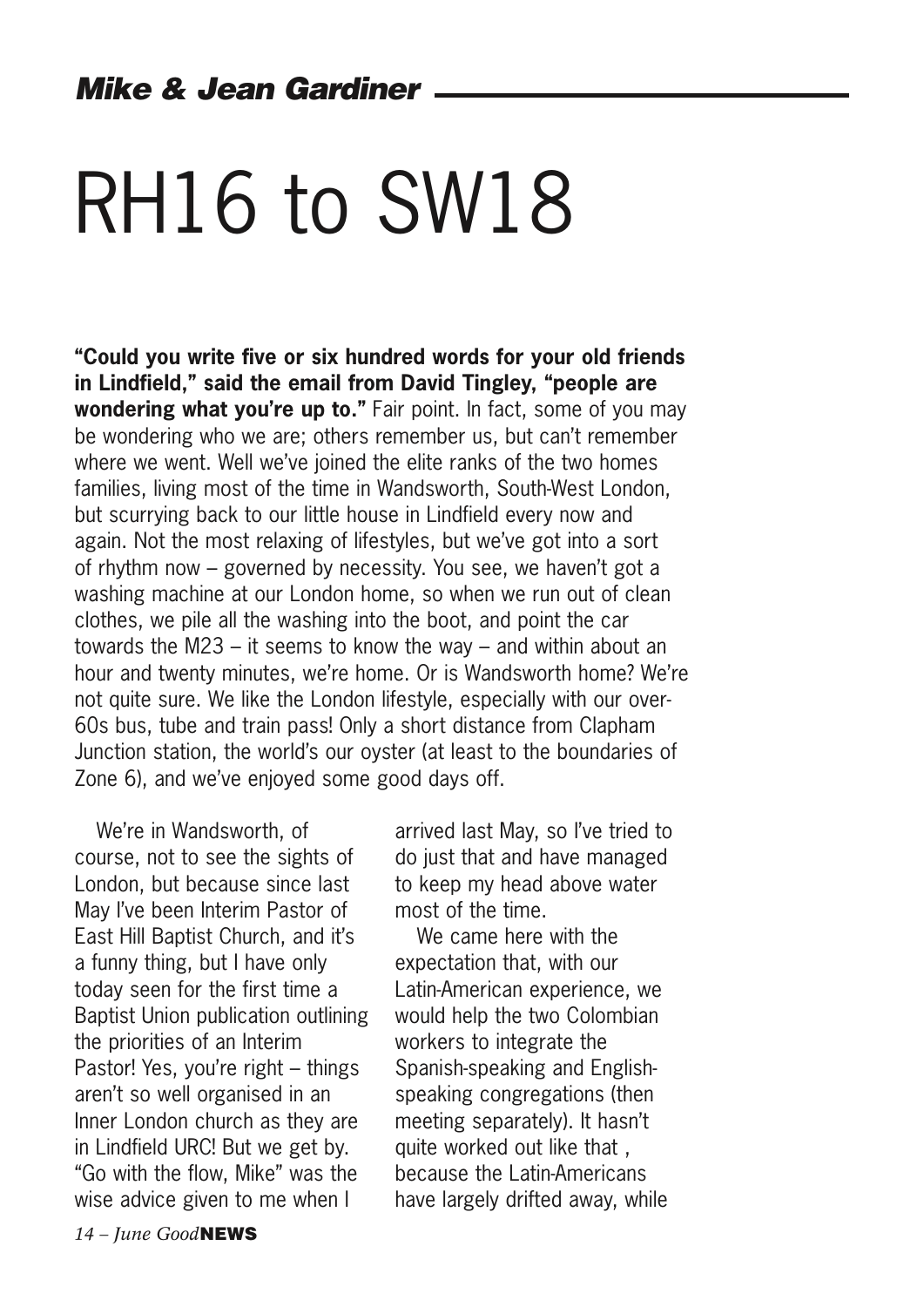*Mike & Jean Gardiner*

# RH16 to SW18

**"Could you write five or six hundred words for your old friends in Lindfield," said the email from David Tingley, "people are wondering what you're up to."** Fair point. In fact, some of you may be wondering who we are; others remember us, but can't remember where we went. Well we've joined the elite ranks of the two homes families, living most of the time in Wandsworth, South-West London, but scurrying back to our little house in Lindfield every now and again. Not the most relaxing of lifestyles, but we've got into a sort of rhythm now – governed by necessity. You see, we haven't got a washing machine at our London home, so when we run out of clean clothes, we pile all the washing into the boot, and point the car towards the M23 – it seems to know the way – and within about an hour and twenty minutes, we're home. Or is Wandsworth home? We're not quite sure. We like the London lifestyle, especially with our over-60s bus, tube and train pass! Only a short distance from Clapham Junction station, the world's our oyster (at least to the boundaries of Zone 6), and we've enjoyed some good days off.

We're in Wandsworth, of course, not to see the sights of London, but because since last May I've been Interim Pastor of East Hill Baptist Church, and it's a funny thing, but I have only today seen for the first time a Baptist Union publication outlining the priorities of an Interim Pastor! Yes, you're right – things aren't so well organised in an Inner London church as they are in Lindfield URC! But we get by. "Go with the flow, Mike" was the wise advice given to me when I arrived last May, so I've tried to do just that and have managed to keep my head above water most of the time.

We came here with the expectation that, with our Latin-American experience, we would help the two Colombian workers to integrate the Spanish-speaking and English-speaking congregations (then meeting separately). It hasn't quite worked out like that , because the Latin-Americans have largely drifted away, while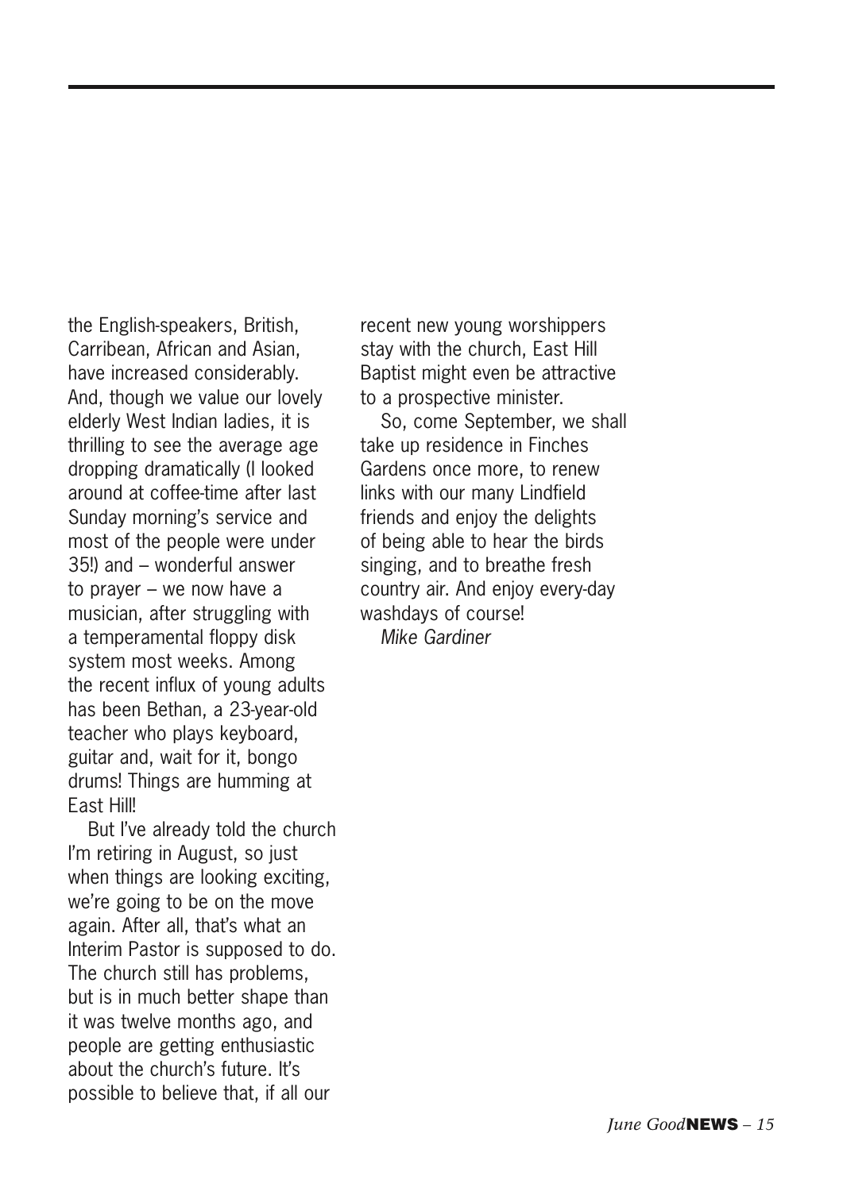the English-speakers, British, Carribean, African and Asian, have increased considerably. And, though we value our lovely elderly West Indian ladies, it is thrilling to see the average age dropping dramatically (I looked around at coffee-time after last Sunday morning's service and most of the people were under 35!) and – wonderful answer to prayer – we now have a musician, after struggling with a temperamental floppy disk system most weeks. Among the recent influx of young adults has been Bethan, a 23-year-old teacher who plays keyboard, guitar and, wait for it, bongo drums! Things are humming at East Hill!

But I've already told the church I'm retiring in August, so just when things are looking exciting, we're going to be on the move again. After all, that's what an Interim Pastor is supposed to do. The church still has problems, but is in much better shape than it was twelve months ago, and people are getting enthusiastic about the church's future. It's possible to believe that, if all our recent new young worshippers stay with the church, East Hill Baptist might even be attractive to a prospective minister.

So, come September, we shall take up residence in Finches Gardens once more, to renew links with our many Lindfield friends and enjoy the delights of being able to hear the birds singing, and to breathe fresh country air. And enjoy every-day washdays of course!

*Mike Gardiner*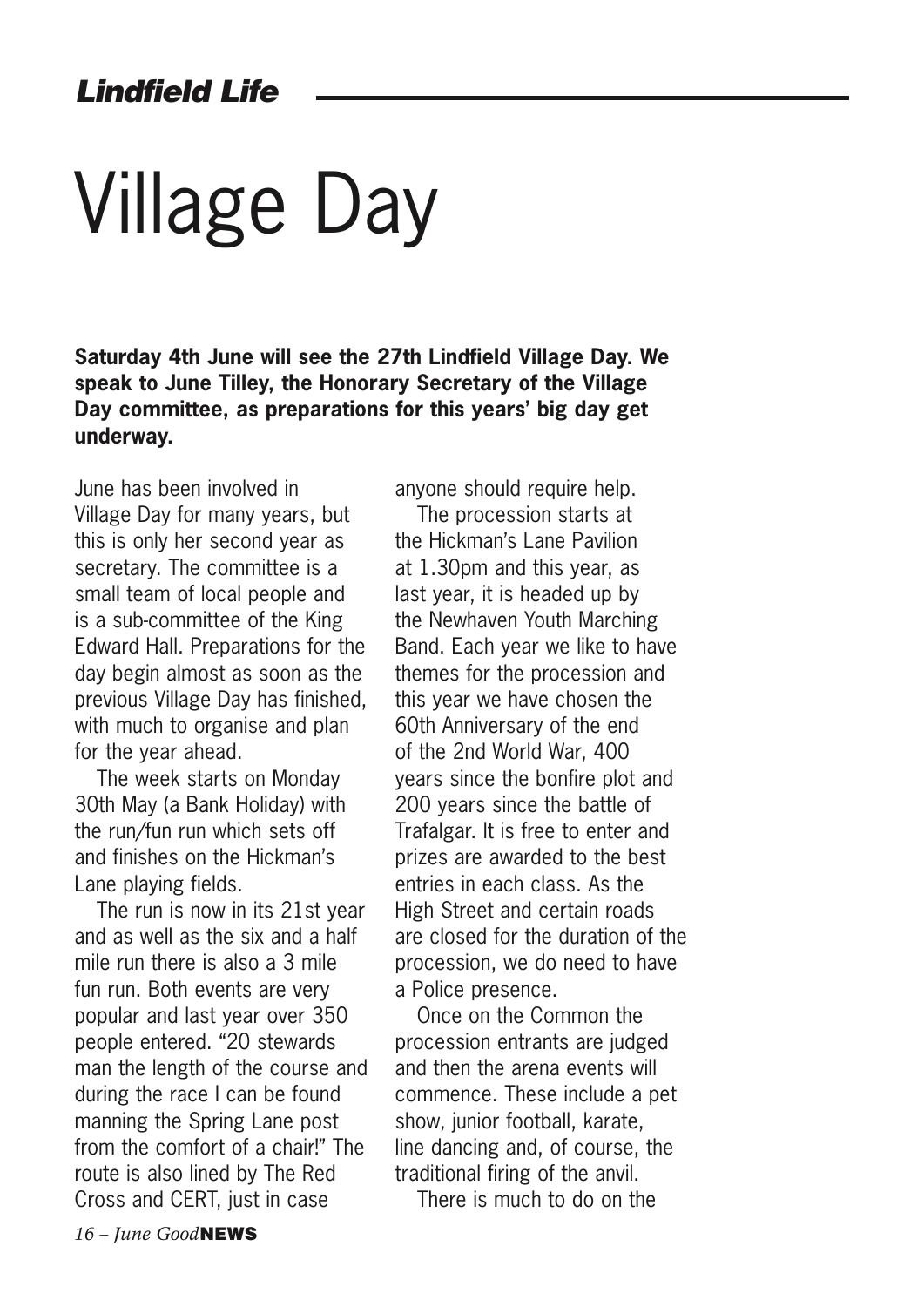# Village Day

**Saturday 4th June will see the 27th Lindfield Village Day. We speak to June Tilley, the Honorary Secretary of the Village Day committee, as preparations for this years' big day get underway.**

June has been involved in Village Day for many years, but this is only her second year as secretary. The committee is a small team of local people and is a sub-committee of the King Edward Hall. Preparations for the day begin almost as soon as the previous Village Day has finished, with much to organise and plan for the year ahead.

The week starts on Monday 30th May (a Bank Holiday) with the run/fun run which sets off and finishes on the Hickman's Lane playing fields.

The run is now in its 21st year and as well as the six and a half mile run there is also a 3 mile fun run. Both events are very popular and last year over 350 people entered. "20 stewards man the length of the course and during the race I can be found manning the Spring Lane post from the comfort of a chair!" The route is also lined by The Red Cross and CERT, just in case anyone should require help.

The procession starts at the Hickman's Lane Pavilion at 1.30pm and this year, as last year, it is headed up by the Newhaven Youth Marching Band. Each year we like to have themes for the procession and this year we have chosen the 60th Anniversary of the end of the 2nd World War, 400 years since the bonfire plot and 200 years since the battle of Trafalgar. It is free to enter and prizes are awarded to the best entries in each class. As the High Street and certain roads are closed for the duration of the procession, we do need to have a Police presence.

Once on the Common the procession entrants are judged and then the arena events will commence. These include a pet show, junior football, karate, line dancing and, of course, the traditional firing of the anvil.

There is much to do on the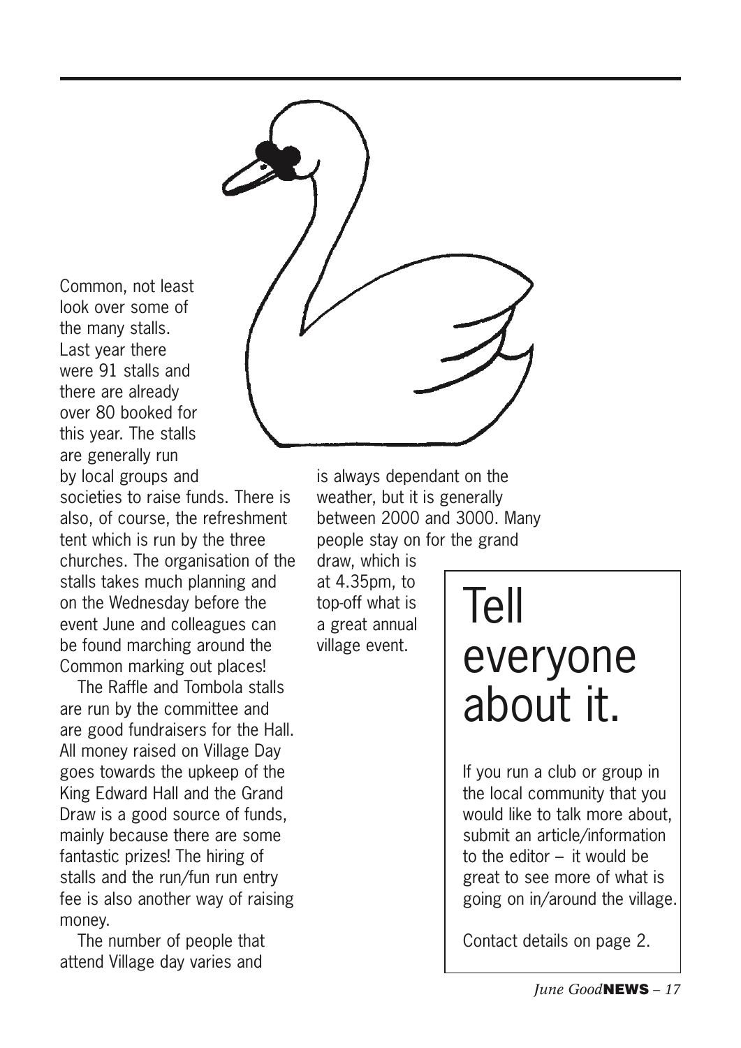Common, not least look over some of the many stalls. Last year there were 91 stalls and there are already over 80 booked for this year. The stalls are generally run by local groups and societies to raise funds. There is also, of course, the refreshment tent which is run by the three churches. The organisation of the stalls takes much planning and on the Wednesday before the event June and colleagues can be found marching around the Common marking out places!

The Raffle and Tombola stalls are run by the committee and are good fundraisers for the Hall. All money raised on Village Day goes towards the upkeep of the King Edward Hall and the Grand Draw is a good source of funds, mainly because there are some fantastic prizes! The hiring of stalls and the run/fun run entry fee is also another way of raising money.

The number of people that attend Village day varies and is always dependant on the weather, but it is generally between 2000 and 3000. Many people stay on for the grand draw, which is at 4.35pm, to top-off what is a great annual village event.

# Tell everyone about it.

If you run a club or group in the local community that you would like to talk more about, submit an article/information to the editor – it would be great to see more of what is going on in/around the village.

Contact details on page 2.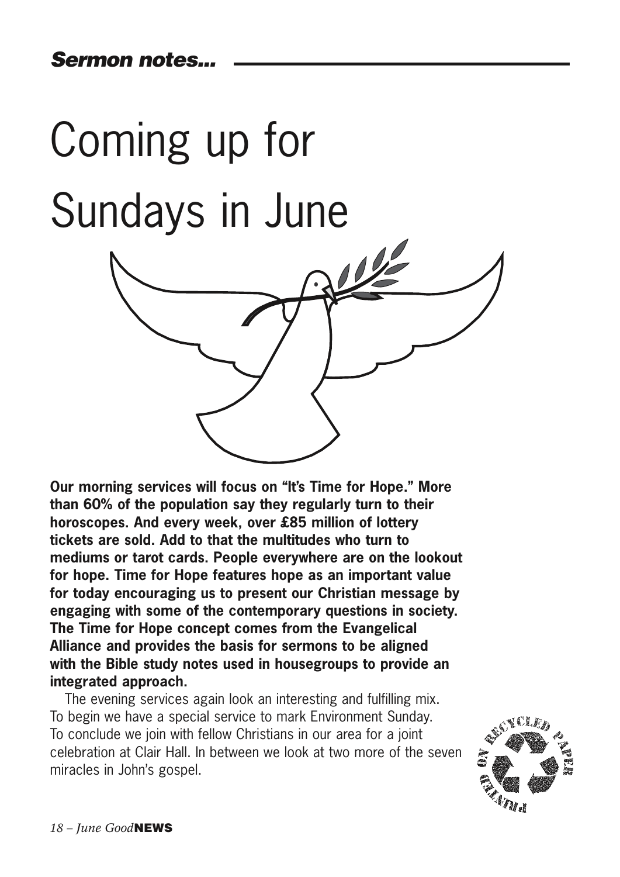***Sermon notes...***

# Coming up for Sundays in June

**Our morning services will focus on "It's Time for Hope." More than 60% of the population say they regularly turn to their horoscopes. And every week, over £85 million of lottery tickets are sold. Add to that the multitudes who turn to mediums or tarot cards. People everywhere are on the lookout for hope. Time for Hope features hope as an important value for today encouraging us to present our Christian message by engaging with some of the contemporary questions in society. The Time for Hope concept comes from the Evangelical Alliance and provides the basis for sermons to be aligned with the Bible study notes used in housegroups to provide an integrated approach.**

The evening services again look an interesting and fulfilling mix. To begin we have a special service to mark Environment Sunday. To conclude we join with fellow Christians in our area for a joint celebration at Clair Hall. In between we look at two more of the seven miracles in John's gospel.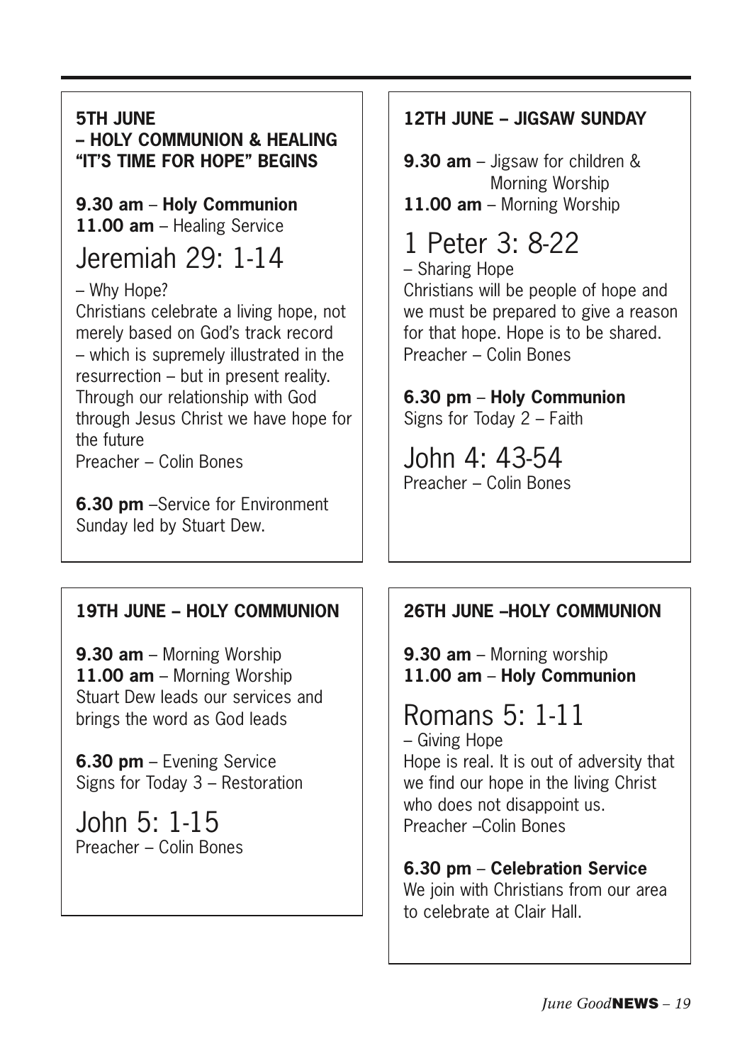## 5TH JUNE – HOLY COMMUNION & HEALING "IT'S TIME FOR HOPE" BEGINS

**9.30 am** – **Holy Communion**
**11.00 am** – Healing Service

### Jeremiah 29: 1-14

– Why Hope?
Christians celebrate a living hope, not merely based on God's track record – which is supremely illustrated in the resurrection – but in present reality. Through our relationship with God through Jesus Christ we have hope for the future
Preacher – Colin Bones

**6.30 pm** –Service for Environment Sunday led by Stuart Dew.

## 12TH JUNE – JIGSAW SUNDAY

**9.30 am** – Jigsaw for children & Morning Worship
**11.00 am** – Morning Worship

### 1 Peter 3: 8-22

– Sharing Hope
Christians will be people of hope and we must be prepared to give a reason for that hope. Hope is to be shared.
Preacher – Colin Bones

**6.30 pm** – **Holy Communion**
Signs for Today 2 – Faith

### John 4: 43-54

Preacher – Colin Bones

## 19TH JUNE – HOLY COMMUNION

**9.30 am** – Morning Worship
**11.00 am** – Morning Worship
Stuart Dew leads our services and brings the word as God leads

**6.30 pm** – Evening Service
Signs for Today 3 – Restoration

### John 5: 1-15

Preacher – Colin Bones

## 26TH JUNE –HOLY COMMUNION

**9.30 am** – Morning worship
**11.00 am** – **Holy Communion**

### Romans 5: 1-11

– Giving Hope
Hope is real. It is out of adversity that we find our hope in the living Christ who does not disappoint us.
Preacher –Colin Bones

**6.30 pm** – **Celebration Service**
We join with Christians from our area to celebrate at Clair Hall.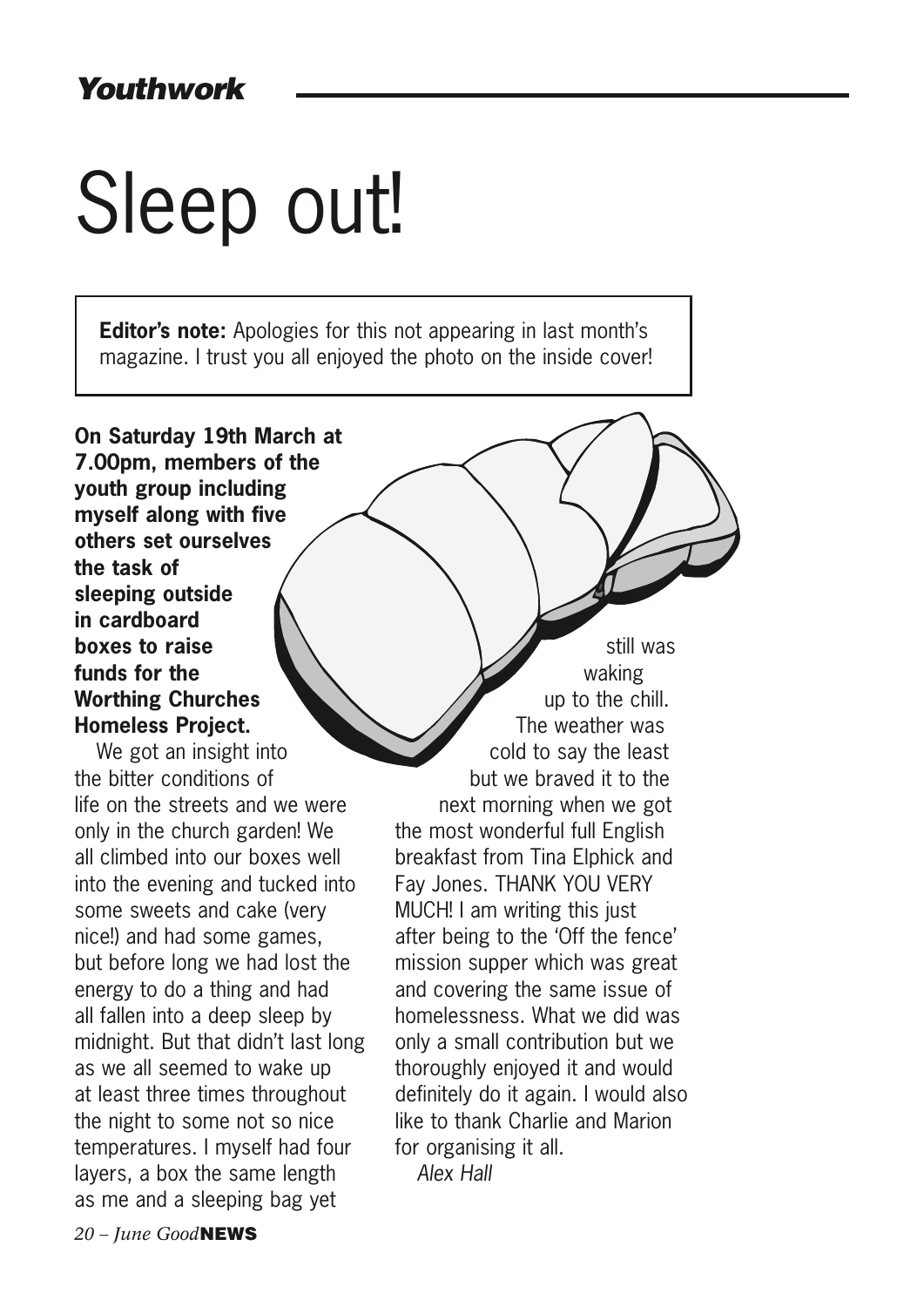## *Youthwork*

# Sleep out!

> **Editor's note:** Apologies for this not appearing in last month's magazine. I trust you all enjoyed the photo on the inside cover!

**On Saturday 19th March at 7.00pm, members of the youth group including myself along with five others set ourselves the task of sleeping outside in cardboard boxes to raise funds for the Worthing Churches Homeless Project.**

We got an insight into the bitter conditions of life on the streets and we were only in the church garden! We all climbed into our boxes well into the evening and tucked into some sweets and cake (very nice!) and had some games, but before long we had lost the energy to do a thing and had all fallen into a deep sleep by midnight. But that didn't last long as we all seemed to wake up at least three times throughout the night to some not so nice temperatures. I myself had four layers, a box the same length as me and a sleeping bag yet still was waking up to the chill. The weather was cold to say the least but we braved it to the next morning when we got the most wonderful full English breakfast from Tina Elphick and Fay Jones. THANK YOU VERY MUCH! I am writing this just after being to the 'Off the fence' mission supper which was great and covering the same issue of homelessness. What we did was only a small contribution but we thoroughly enjoyed it and would definitely do it again. I would also like to thank Charlie and Marion for organising it all.

*Alex Hall*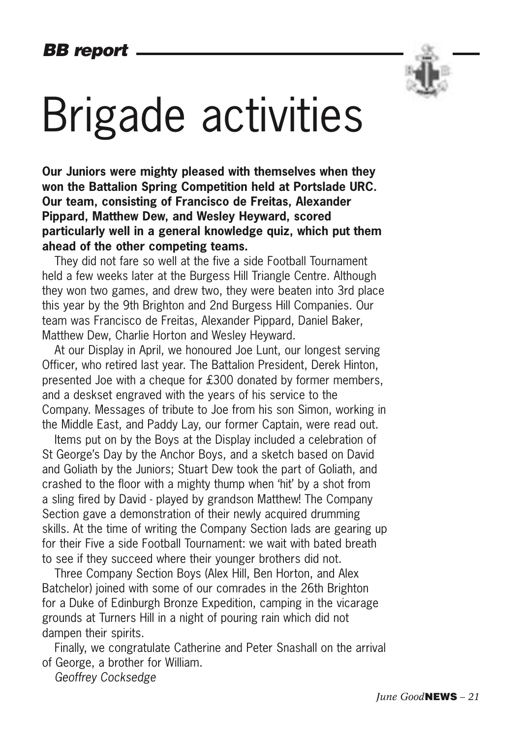*BB report*

# Brigade activities

**Our Juniors were mighty pleased with themselves when they won the Battalion Spring Competition held at Portslade URC. Our team, consisting of Francisco de Freitas, Alexander Pippard, Matthew Dew, and Wesley Heyward, scored particularly well in a general knowledge quiz, which put them ahead of the other competing teams.**

They did not fare so well at the five a side Football Tournament held a few weeks later at the Burgess Hill Triangle Centre. Although they won two games, and drew two, they were beaten into 3rd place this year by the 9th Brighton and 2nd Burgess Hill Companies. Our team was Francisco de Freitas, Alexander Pippard, Daniel Baker, Matthew Dew, Charlie Horton and Wesley Heyward.

At our Display in April, we honoured Joe Lunt, our longest serving Officer, who retired last year. The Battalion President, Derek Hinton, presented Joe with a cheque for £300 donated by former members, and a deskset engraved with the years of his service to the Company. Messages of tribute to Joe from his son Simon, working in the Middle East, and Paddy Lay, our former Captain, were read out.

Items put on by the Boys at the Display included a celebration of St George's Day by the Anchor Boys, and a sketch based on David and Goliath by the Juniors; Stuart Dew took the part of Goliath, and crashed to the floor with a mighty thump when 'hit' by a shot from a sling fired by David - played by grandson Matthew! The Company Section gave a demonstration of their newly acquired drumming skills. At the time of writing the Company Section lads are gearing up for their Five a side Football Tournament: we wait with bated breath to see if they succeed where their younger brothers did not.

Three Company Section Boys (Alex Hill, Ben Horton, and Alex Batchelor) joined with some of our comrades in the 26th Brighton for a Duke of Edinburgh Bronze Expedition, camping in the vicarage grounds at Turners Hill in a night of pouring rain which did not dampen their spirits.

Finally, we congratulate Catherine and Peter Snashall on the arrival of George, a brother for William.

*Geoffrey Cocksedge*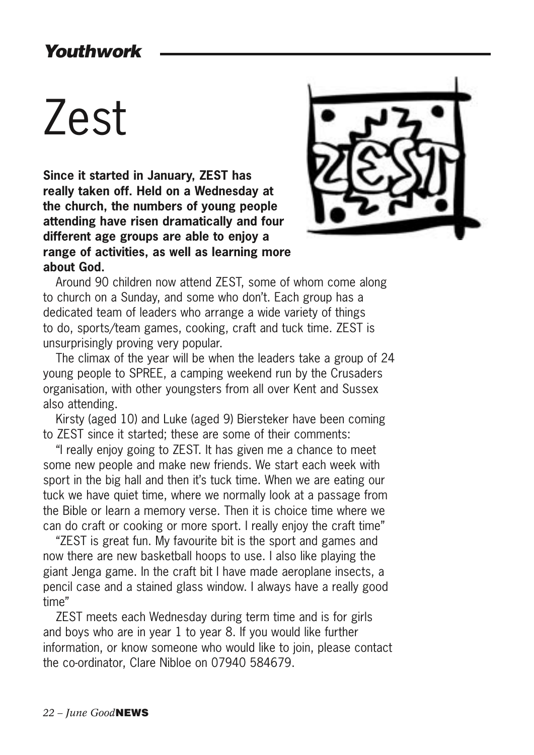# Zest

**Since it started in January, ZEST has really taken off. Held on a Wednesday at the church, the numbers of young people attending have risen dramatically and four different age groups are able to enjoy a range of activities, as well as learning more about God.**

Around 90 children now attend ZEST, some of whom come along to church on a Sunday, and some who don't. Each group has a dedicated team of leaders who arrange a wide variety of things to do, sports/team games, cooking, craft and tuck time. ZEST is unsurprisingly proving very popular.

The climax of the year will be when the leaders take a group of 24 young people to SPREE, a camping weekend run by the Crusaders organisation, with other youngsters from all over Kent and Sussex also attending.

Kirsty (aged 10) and Luke (aged 9) Biersteker have been coming to ZEST since it started; these are some of their comments:

"I really enjoy going to ZEST. It has given me a chance to meet some new people and make new friends. We start each week with sport in the big hall and then it's tuck time. When we are eating our tuck we have quiet time, where we normally look at a passage from the Bible or learn a memory verse. Then it is choice time where we can do craft or cooking or more sport. I really enjoy the craft time"

"ZEST is great fun. My favourite bit is the sport and games and now there are new basketball hoops to use. I also like playing the giant Jenga game. In the craft bit I have made aeroplane insects, a pencil case and a stained glass window. I always have a really good time"

ZEST meets each Wednesday during term time and is for girls and boys who are in year 1 to year 8. If you would like further information, or know someone who would like to join, please contact the co-ordinator, Clare Nibloe on 07940 584679.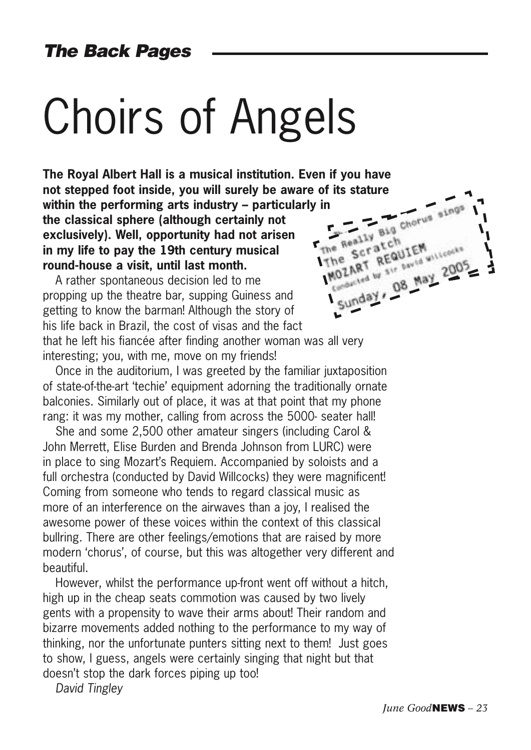# Choirs of Angels

**The Royal Albert Hall is a musical institution. Even if you have not stepped foot inside, you will surely be aware of its stature within the performing arts industry – particularly in the classical sphere (although certainly not exclusively). Well, opportunity had not arisen in my life to pay the 19th century musical round-house a visit, until last month.**

The Really Big Chorus sings
The Scratch
MOZART REQUIEM
Conducted by Sir David Willcocks
Sunday, 08 May 2005

A rather spontaneous decision led to me propping up the theatre bar, supping Guiness and getting to know the barman! Although the story of his life back in Brazil, the cost of visas and the fact that he left his fiancée after finding another woman was all very interesting; you, with me, move on my friends!

Once in the auditorium, I was greeted by the familiar juxtaposition of state-of-the-art 'techie' equipment adorning the traditionally ornate balconies. Similarly out of place, it was at that point that my phone rang: it was my mother, calling from across the 5000- seater hall!

She and some 2,500 other amateur singers (including Carol & John Merrett, Elise Burden and Brenda Johnson from LURC) were in place to sing Mozart's Requiem. Accompanied by soloists and a full orchestra (conducted by David Willcocks) they were magnificent! Coming from someone who tends to regard classical music as more of an interference on the airwaves than a joy, I realised the awesome power of these voices within the context of this classical bullring. There are other feelings/emotions that are raised by more modern 'chorus', of course, but this was altogether very different and beautiful.

However, whilst the performance up-front went off without a hitch, high up in the cheap seats commotion was caused by two lively gents with a propensity to wave their arms about! Their random and bizarre movements added nothing to the performance to my way of thinking, nor the unfortunate punters sitting next to them! Just goes to show, I guess, angels were certainly singing that night but that doesn't stop the dark forces piping up too!

*David Tingley*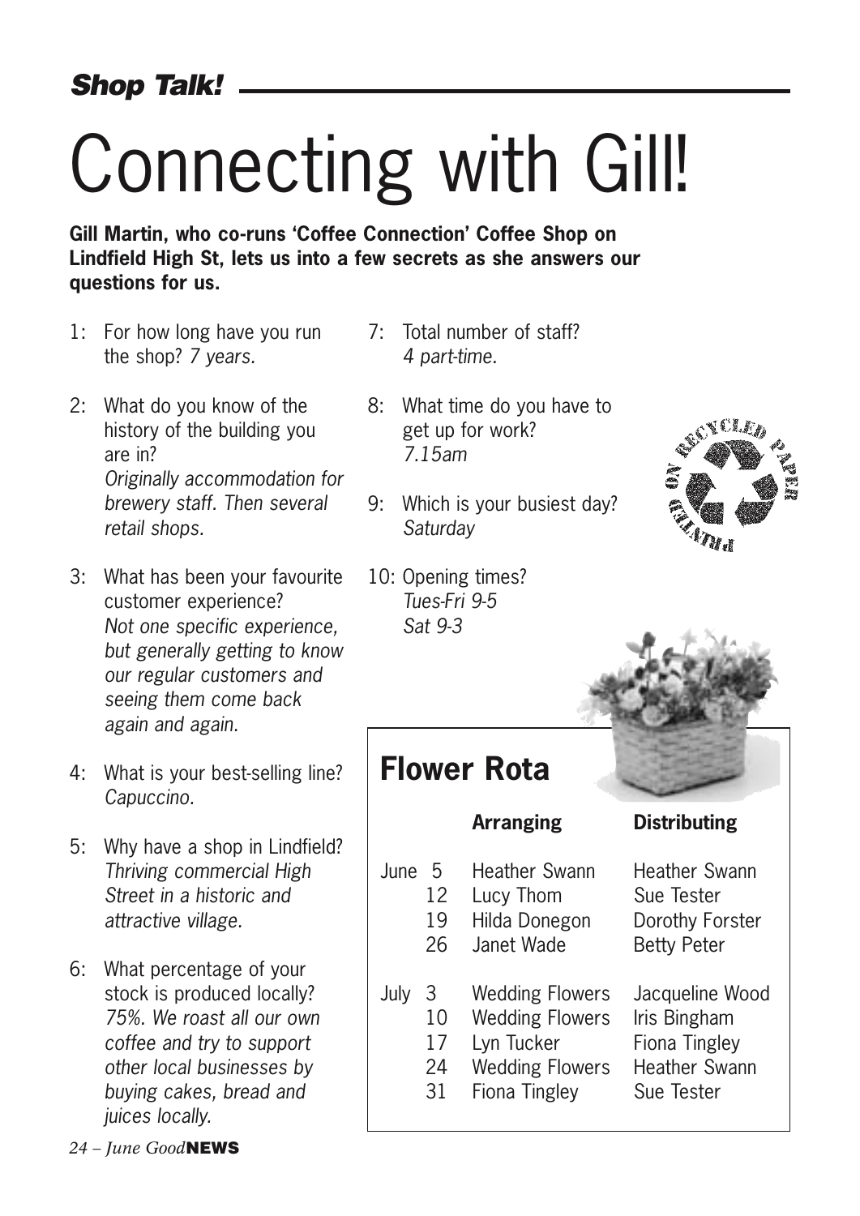## *Shop Talk!*

# Connecting with Gill!

**Gill Martin, who co-runs 'Coffee Connection' Coffee Shop on Lindfield High St, lets us into a few secrets as she answers our questions for us.**

1: For how long have you run the shop? *7 years.*

2: What do you know of the history of the building you are in? *Originally accommodation for brewery staff. Then several retail shops.*

3: What has been your favourite customer experience? *Not one specific experience, but generally getting to know our regular customers and seeing them come back again and again.*

4: What is your best-selling line? *Capuccino.*

5: Why have a shop in Lindfield? *Thriving commercial High Street in a historic and attractive village.*

6: What percentage of your stock is produced locally? *75%. We roast all our own coffee and try to support other local businesses by buying cakes, bread and juices locally.*

7: Total number of staff? *4 part-time.*

8: What time do you have to get up for work? *7.15am*

9: Which is your busiest day? *Saturday*

10: Opening times? *Tues-Fri 9-5 Sat 9-3*

## Flower Rota

| | | Arranging | Distributing |
|---|---|---|---|
| June | 5 | Heather Swann | Heather Swann |
| | 12 | Lucy Thom | Sue Tester |
| | 19 | Hilda Donegon | Dorothy Forster |
| | 26 | Janet Wade | Betty Peter |
| July | 3 | Wedding Flowers | Jacqueline Wood |
| | 10 | Wedding Flowers | Iris Bingham |
| | 17 | Lyn Tucker | Fiona Tingley |
| | 24 | Wedding Flowers | Heather Swann |
| | 31 | Fiona Tingley | Sue Tester |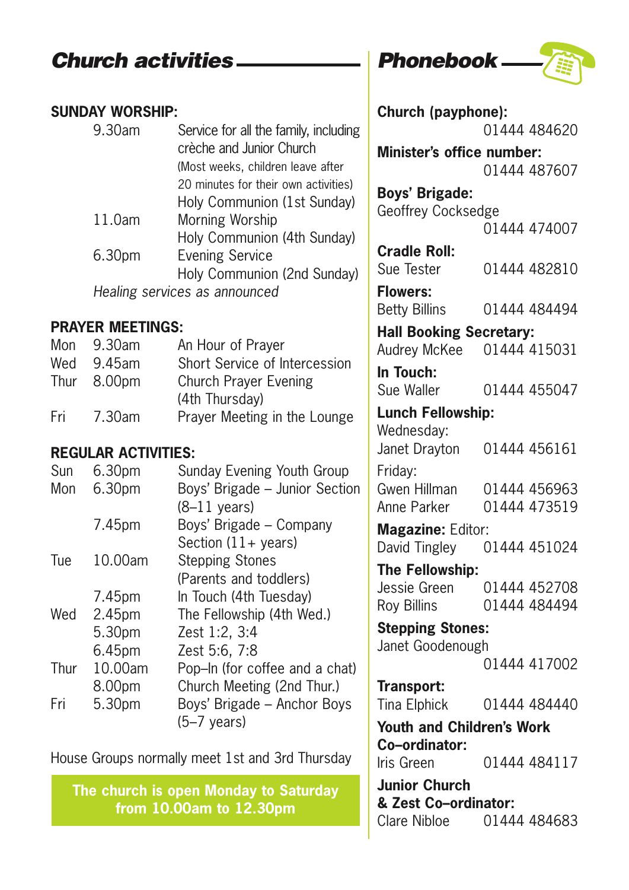## Church activities

**SUNDAY WORSHIP:**

| | |
|---|---|
| 9.30am | Service for all the family, including crèche and Junior Church (Most weeks, children leave after 20 minutes for their own activities) |
| | Holy Communion (1st Sunday) |
| 11.0am | Morning Worship |
| | Holy Communion (4th Sunday) |
| 6.30pm | Evening Service |
| | Holy Communion (2nd Sunday) |

*Healing services as announced*

**PRAYER MEETINGS:**

| | | |
|---|---|---|
| Mon | 9.30am | An Hour of Prayer |
| Wed | 9.45am | Short Service of Intercession |
| Thur | 8.00pm | Church Prayer Evening (4th Thursday) |
| Fri | 7.30am | Prayer Meeting in the Lounge |

**REGULAR ACTIVITIES:**

| | | |
|---|---|---|
| Sun | 6.30pm | Sunday Evening Youth Group |
| Mon | 6.30pm | Boys' Brigade – Junior Section (8–11 years) |
| | 7.45pm | Boys' Brigade – Company Section (11+ years) |
| Tue | 10.00am | Stepping Stones (Parents and toddlers) |
| | 7.45pm | In Touch (4th Tuesday) |
| Wed | 2.45pm | The Fellowship (4th Wed.) |
| | 5.30pm | Zest 1:2, 3:4 |
| | 6.45pm | Zest 5:6, 7:8 |
| Thur | 10.00am | Pop–In (for coffee and a chat) |
| | 8.00pm | Church Meeting (2nd Thur.) |
| Fri | 5.30pm | Boys' Brigade – Anchor Boys (5–7 years) |

House Groups normally meet 1st and 3rd Thursday

**The church is open Monday to Saturday from 10.00am to 12.30pm**

## Phonebook

**Church (payphone):** 01444 484620

**Minister's office number:** 01444 487607

**Boys' Brigade:**
Geoffrey Cocksedge 01444 474007

**Cradle Roll:**
Sue Tester 01444 482810

**Flowers:**
Betty Billins 01444 484494

**Hall Booking Secretary:**
Audrey McKee 01444 415031

**In Touch:**
Sue Waller 01444 455047

**Lunch Fellowship:**
Wednesday:
Janet Drayton 01444 456161
Friday:
Gwen Hillman 01444 456963
Anne Parker 01444 473519

**Magazine:** Editor:
David Tingley 01444 451024

**The Fellowship:**
Jessie Green 01444 452708
Roy Billins 01444 484494

**Stepping Stones:**
Janet Goodenough 01444 417002

**Transport:**
Tina Elphick 01444 484440

**Youth and Children's Work Co–ordinator:**
Iris Green 01444 484117

**Junior Church & Zest Co–ordinator:**
Clare Nibloe 01444 484683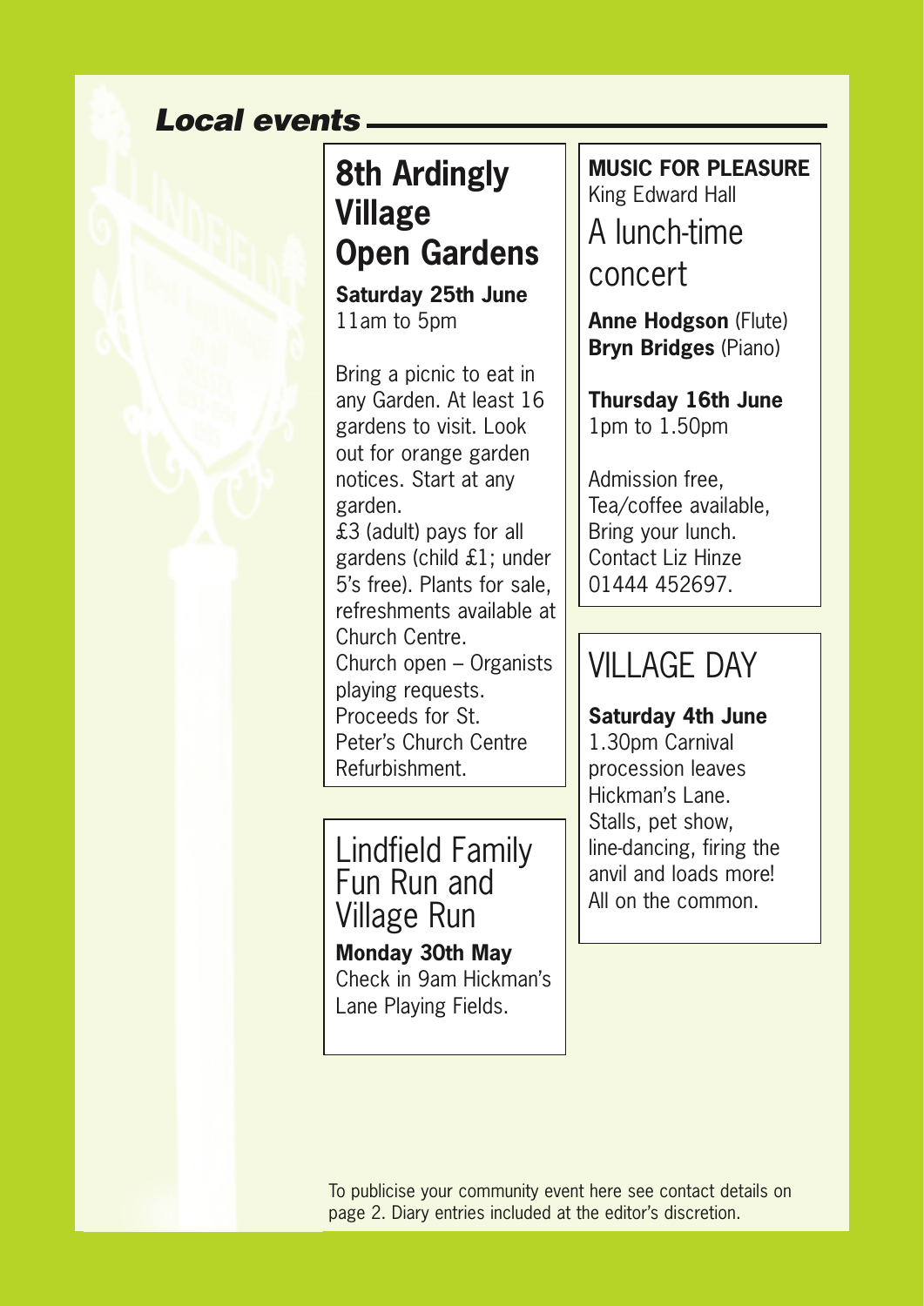## *Local events*

### 8th Ardingly Village Open Gardens

**Saturday 25th June**
11am to 5pm

Bring a picnic to eat in any Garden. At least 16 gardens to visit. Look out for orange garden notices. Start at any garden.
£3 (adult) pays for all gardens (child £1; under 5's free). Plants for sale, refreshments available at Church Centre.
Church open – Organists playing requests.
Proceeds for St. Peter's Church Centre Refurbishment.

### Lindfield Family Fun Run and Village Run

**Monday 30th May**
Check in 9am Hickman's Lane Playing Fields.

### MUSIC FOR PLEASURE

King Edward Hall

A lunch-time concert

**Anne Hodgson** (Flute)
**Bryn Bridges** (Piano)

**Thursday 16th June**
1pm to 1.50pm

Admission free,
Tea/coffee available,
Bring your lunch.
Contact Liz Hinze
01444 452697.

### VILLAGE DAY

**Saturday 4th June**
1.30pm Carnival procession leaves Hickman's Lane.
Stalls, pet show, line-dancing, firing the anvil and loads more!
All on the common.

To publicise your community event here see contact details on page 2. Diary entries included at the editor's discretion.